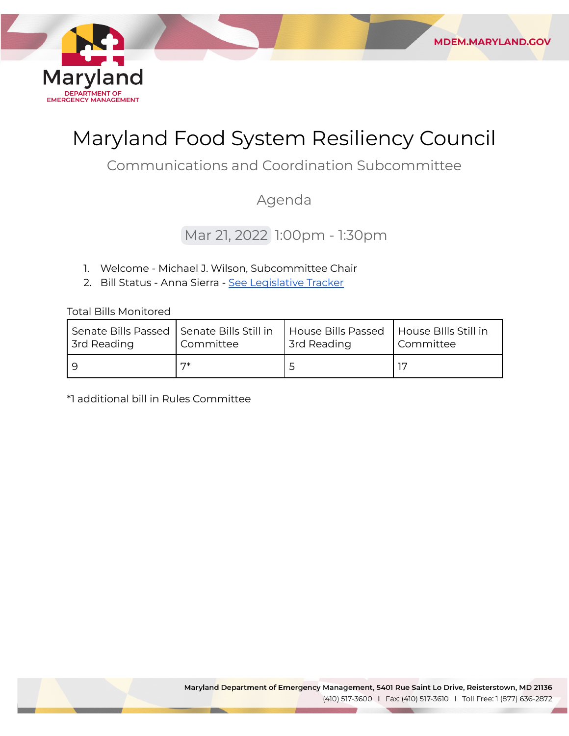# Maryland Food System Resiliency Council

## Communications and Coordination Subcommittee

### Agenda

Mar 21, 2022 1:00pm - 1:30pm

1. Welcome - Michael J. Wilson, Subcommittee Chair
2. Bill Status - Anna Sierra - [See Legislative Tracker]

Total Bills Monitored

| Senate Bills Passed 3rd Reading | Senate Bills Still in Committee | House Bills Passed 3rd Reading | House BIlls Still in Committee |
|---|---|---|---|
| 9 | 7* | 5 | 17 |

*1 additional bill in Rules Committee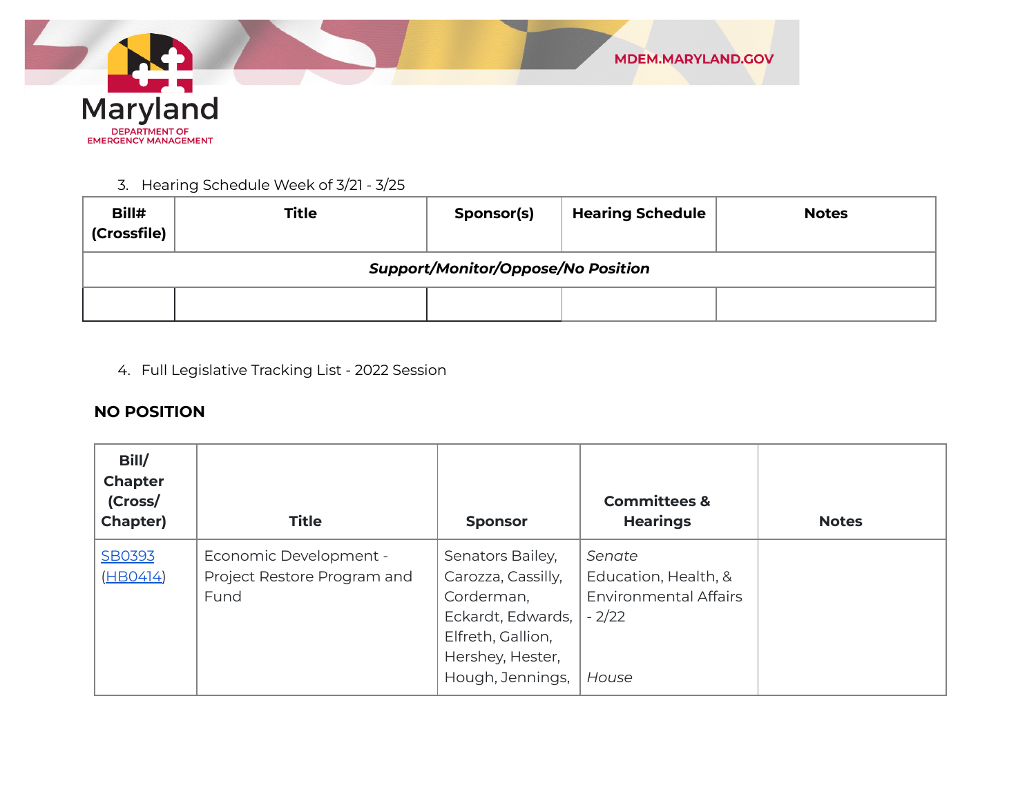3. Hearing Schedule Week of 3/21 - 3/25

| Bill# (Crossfile) | Title | Sponsor(s) | Hearing Schedule | Notes |
|---|---|---|---|---|
| ***Support/Monitor/Oppose/No Position*** | | | | |
| | | | | |

4. Full Legislative Tracking List - 2022 Session

**NO POSITION**

| Bill/ Chapter (Cross/ Chapter) | Title | Sponsor | Committees & Hearings | Notes |
|---|---|---|---|---|
| SB0393 (HB0414) | Economic Development - Project Restore Program and Fund | Senators Bailey, Carozza, Cassilly, Corderman, Eckardt, Edwards, Elfreth, Gallion, Hershey, Hester, Hough, Jennings, | *Senate* Education, Health, & Environmental Affairs - 2/22<br><br>*House* | |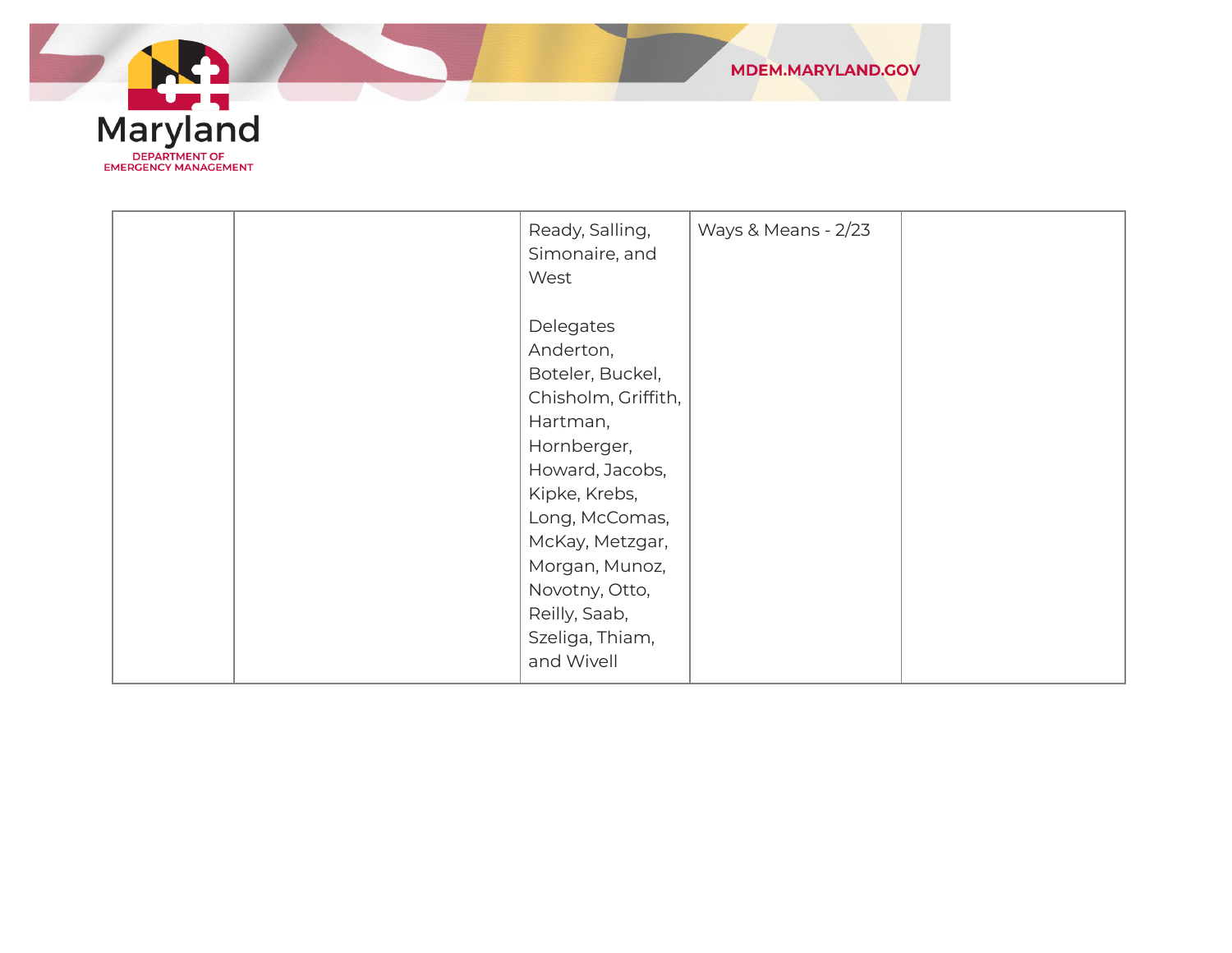| | | | | |
|---|---|---|---|---|
| | | Ready, Salling, Simonaire, and West<br><br>Delegates Anderton, Boteler, Buckel, Chisholm, Griffith, Hartman, Hornberger, Howard, Jacobs, Kipke, Krebs, Long, McComas, McKay, Metzgar, Morgan, Munoz, Novotny, Otto, Reilly, Saab, Szeliga, Thiam, and Wivell | Ways & Means - 2/23 | |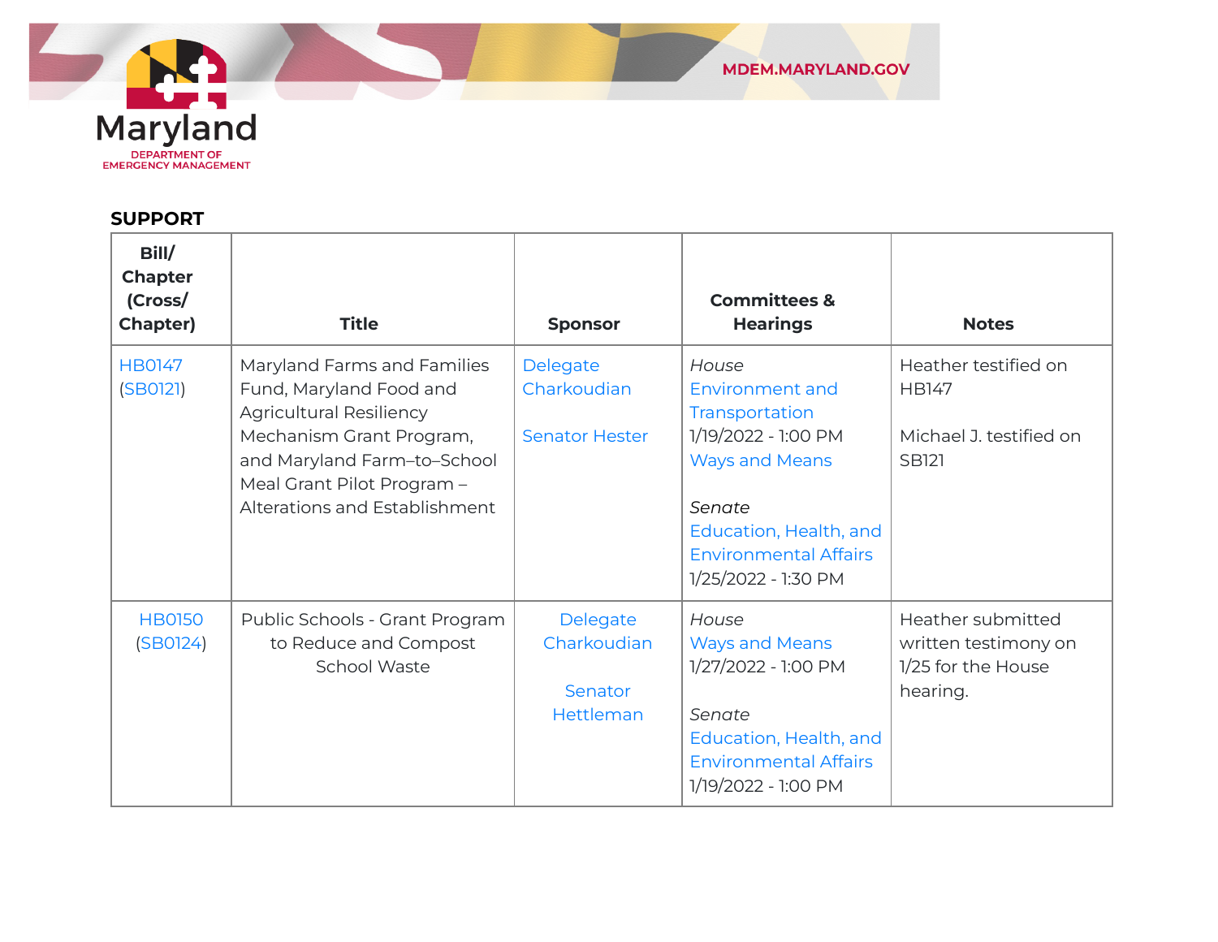## SUPPORT

| Bill/ Chapter (Cross/ Chapter) | Title | Sponsor | Committees & Hearings | Notes |
|---|---|---|---|---|
| HB0147 (SB0121) | Maryland Farms and Families Fund, Maryland Food and Agricultural Resiliency Mechanism Grant Program, and Maryland Farm–to–School Meal Grant Pilot Program – Alterations and Establishment | Delegate Charkoudian<br><br>Senator Hester | *House*<br>Environment and Transportation<br>1/19/2022 - 1:00 PM<br>Ways and Means<br><br>*Senate*<br>Education, Health, and Environmental Affairs<br>1/25/2022 - 1:30 PM | Heather testified on HB147<br><br>Michael J. testified on SB121 |
| HB0150 (SB0124) | Public Schools - Grant Program to Reduce and Compost School Waste | Delegate Charkoudian<br><br>Senator Hettleman | *House*<br>Ways and Means<br>1/27/2022 - 1:00 PM<br><br>*Senate*<br>Education, Health, and Environmental Affairs<br>1/19/2022 - 1:00 PM | Heather submitted written testimony on 1/25 for the House hearing. |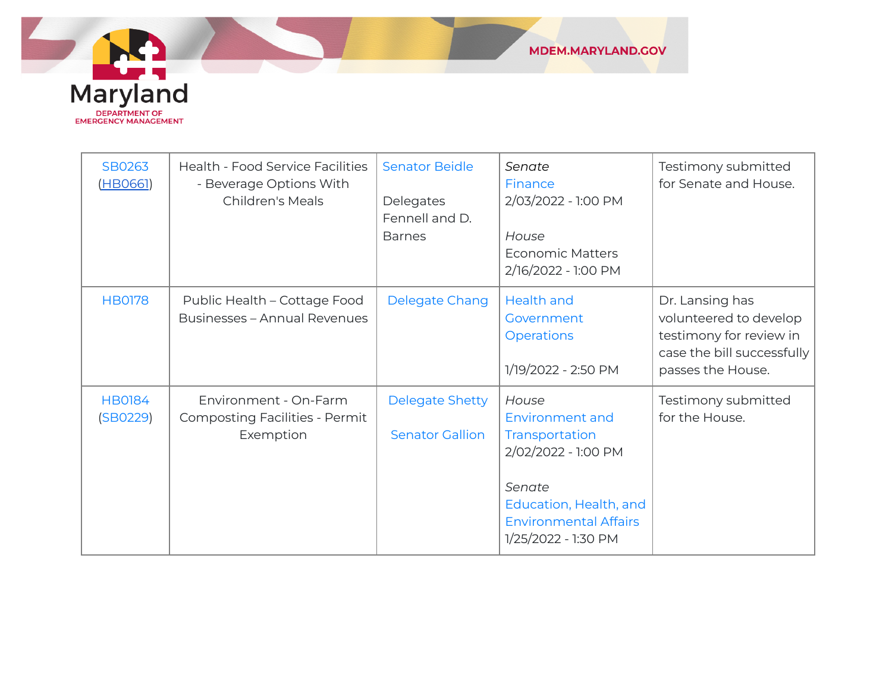| SB0263 (HB0661) | Health - Food Service Facilities - Beverage Options With Children's Meals | Senator Beidle<br><br>Delegates Fennell and D. Barnes | *Senate*<br>Finance<br>2/03/2022 - 1:00 PM<br><br>*House*<br>Economic Matters<br>2/16/2022 - 1:00 PM | Testimony submitted for Senate and House. |
|---|---|---|---|---|
| HB0178 | Public Health – Cottage Food Businesses – Annual Revenues | Delegate Chang | Health and Government Operations<br><br>1/19/2022 - 2:50 PM | Dr. Lansing has volunteered to develop testimony for review in case the bill successfully passes the House. |
| HB0184 (SB0229) | Environment - On-Farm Composting Facilities - Permit Exemption | Delegate Shetty<br><br>Senator Gallion | *House*<br>Environment and Transportation<br>2/02/2022 - 1:00 PM<br><br>*Senate*<br>Education, Health, and Environmental Affairs<br>1/25/2022 - 1:30 PM | Testimony submitted for the House. |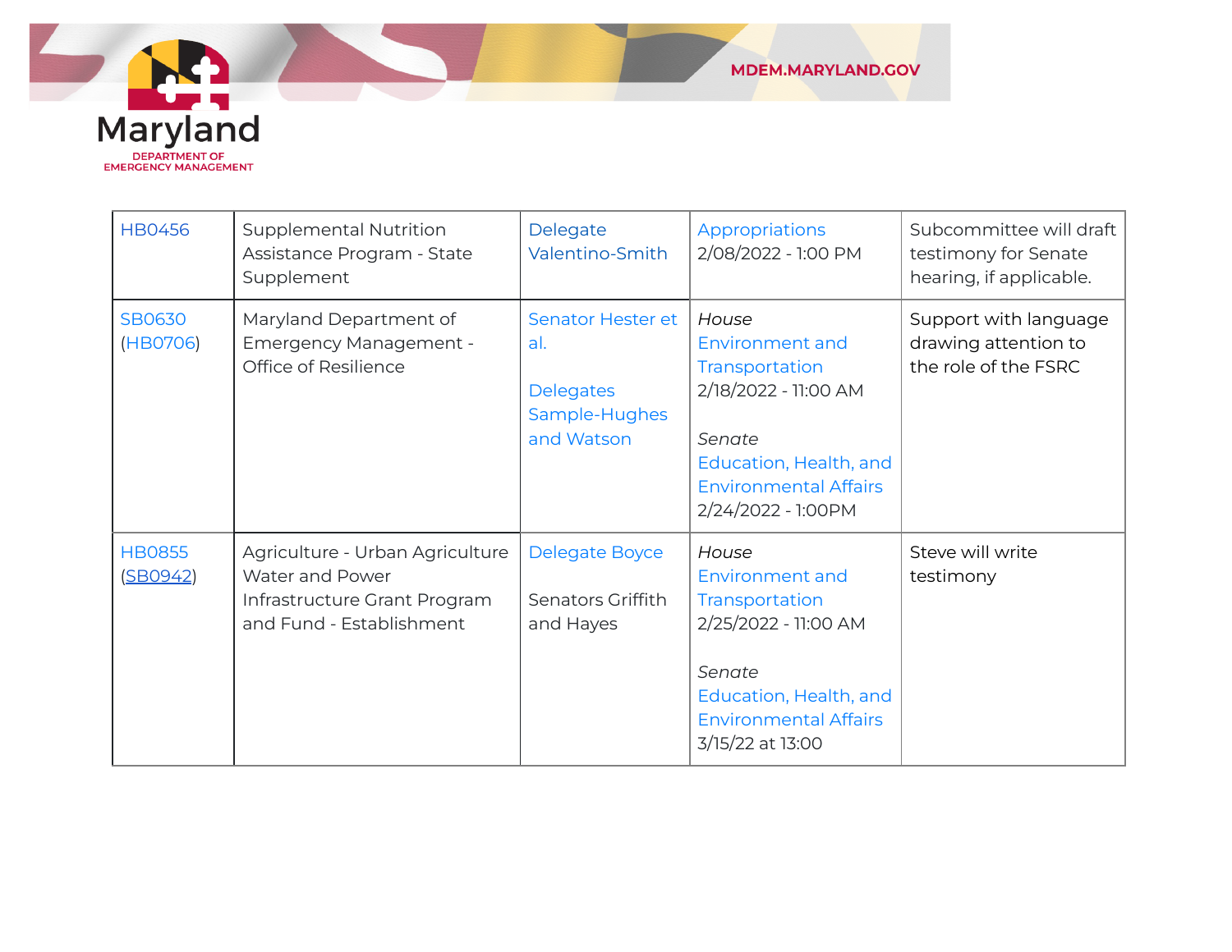| HB0456 | Supplemental Nutrition Assistance Program - State Supplement | Delegate Valentino-Smith | Appropriations 2/08/2022 - 1:00 PM | Subcommittee will draft testimony for Senate hearing, if applicable. |
|---|---|---|---|---|
| SB0630 (HB0706) | Maryland Department of Emergency Management - Office of Resilience | Senator Hester et al.<br><br>Delegates Sample-Hughes and Watson | *House* Environment and Transportation 2/18/2022 - 11:00 AM<br><br>*Senate* Education, Health, and Environmental Affairs 2/24/2022 - 1:00PM | Support with language drawing attention to the role of the FSRC |
| HB0855 (SB0942) | Agriculture - Urban Agriculture Water and Power Infrastructure Grant Program and Fund - Establishment | Delegate Boyce<br><br>Senators Griffith and Hayes | *House* Environment and Transportation 2/25/2022 - 11:00 AM<br><br>*Senate* Education, Health, and Environmental Affairs 3/15/22 at 13:00 | Steve will write testimony |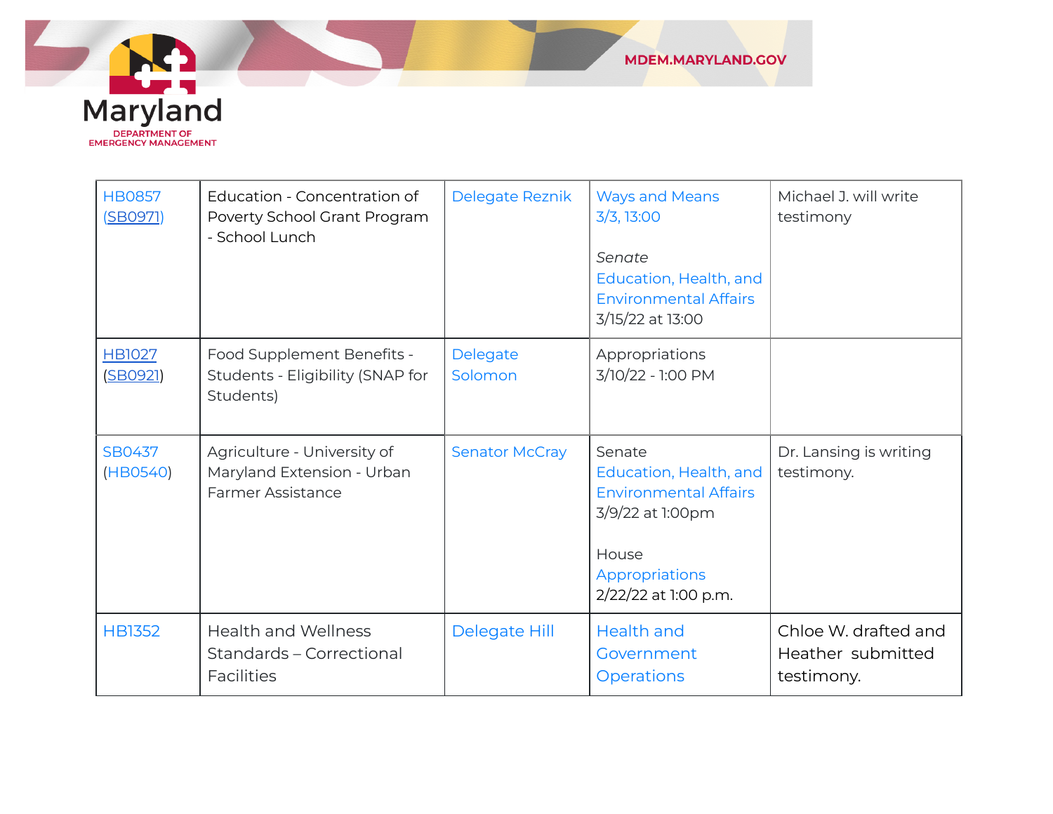| HB0857 (SB0971) | Education - Concentration of Poverty School Grant Program - School Lunch | Delegate Reznik | Ways and Means 3/3, 13:00<br><br>*Senate* Education, Health, and Environmental Affairs 3/15/22 at 13:00 | Michael J. will write testimony |
|---|---|---|---|---|
| HB1027 (SB0921) | Food Supplement Benefits - Students - Eligibility (SNAP for Students) | Delegate Solomon | Appropriations 3/10/22 - 1:00 PM | |
| SB0437 (HB0540) | Agriculture - University of Maryland Extension - Urban Farmer Assistance | Senator McCray | Senate Education, Health, and Environmental Affairs 3/9/22 at 1:00pm<br><br>House Appropriations 2/22/22 at 1:00 p.m. | Dr. Lansing is writing testimony. |
| HB1352 | Health and Wellness Standards – Correctional Facilities | Delegate Hill | Health and Government Operations | Chloe W. drafted and Heather submitted testimony. |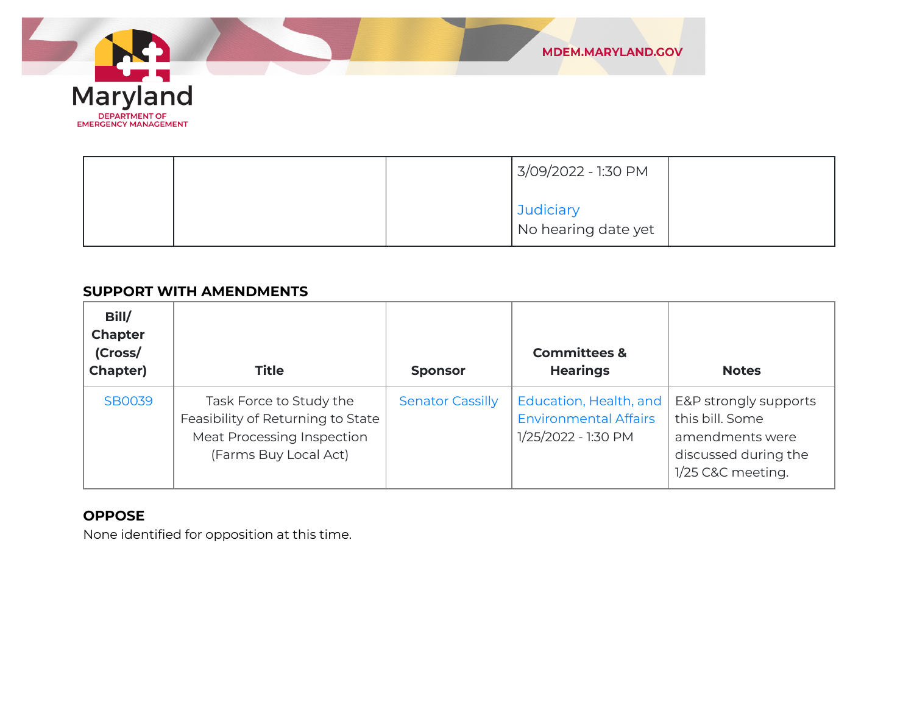|  |  |  | 3/09/2022 - 1:30 PM<br><br>Judiciary<br>No hearing date yet |  |
|---|---|---|---|---|

**SUPPORT WITH AMENDMENTS**

| Bill/ Chapter (Cross/ Chapter) | Title | Sponsor | Committees & Hearings | Notes |
|---|---|---|---|---|
| SB0039 | Task Force to Study the Feasibility of Returning to State Meat Processing Inspection (Farms Buy Local Act) | Senator Cassilly | Education, Health, and Environmental Affairs<br>1/25/2022 - 1:30 PM | E&P strongly supports this bill. Some amendments were discussed during the 1/25 C&C meeting. |

**OPPOSE**

None identified for opposition at this time.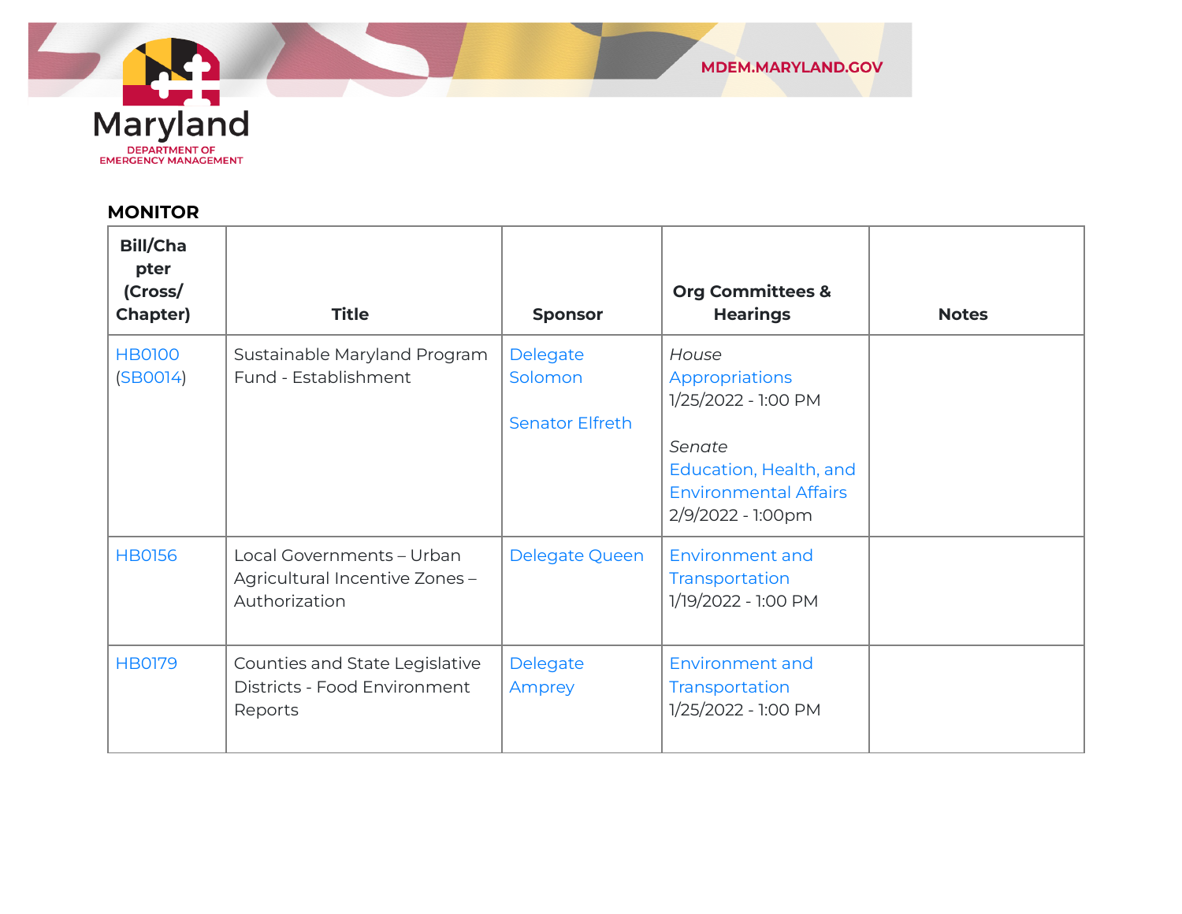## MONITOR

| Bill/Chapter (Cross/ Chapter) | Title | Sponsor | Org Committees & Hearings | Notes |
|---|---|---|---|---|
| HB0100 (SB0014) | Sustainable Maryland Program Fund - Establishment | Delegate Solomon<br><br>Senator Elfreth | *House*<br>Appropriations<br>1/25/2022 - 1:00 PM<br><br>*Senate*<br>Education, Health, and Environmental Affairs<br>2/9/2022 - 1:00pm | |
| HB0156 | Local Governments – Urban Agricultural Incentive Zones – Authorization | Delegate Queen | Environment and Transportation<br>1/19/2022 - 1:00 PM | |
| HB0179 | Counties and State Legislative Districts - Food Environment Reports | Delegate Amprey | Environment and Transportation<br>1/25/2022 - 1:00 PM | |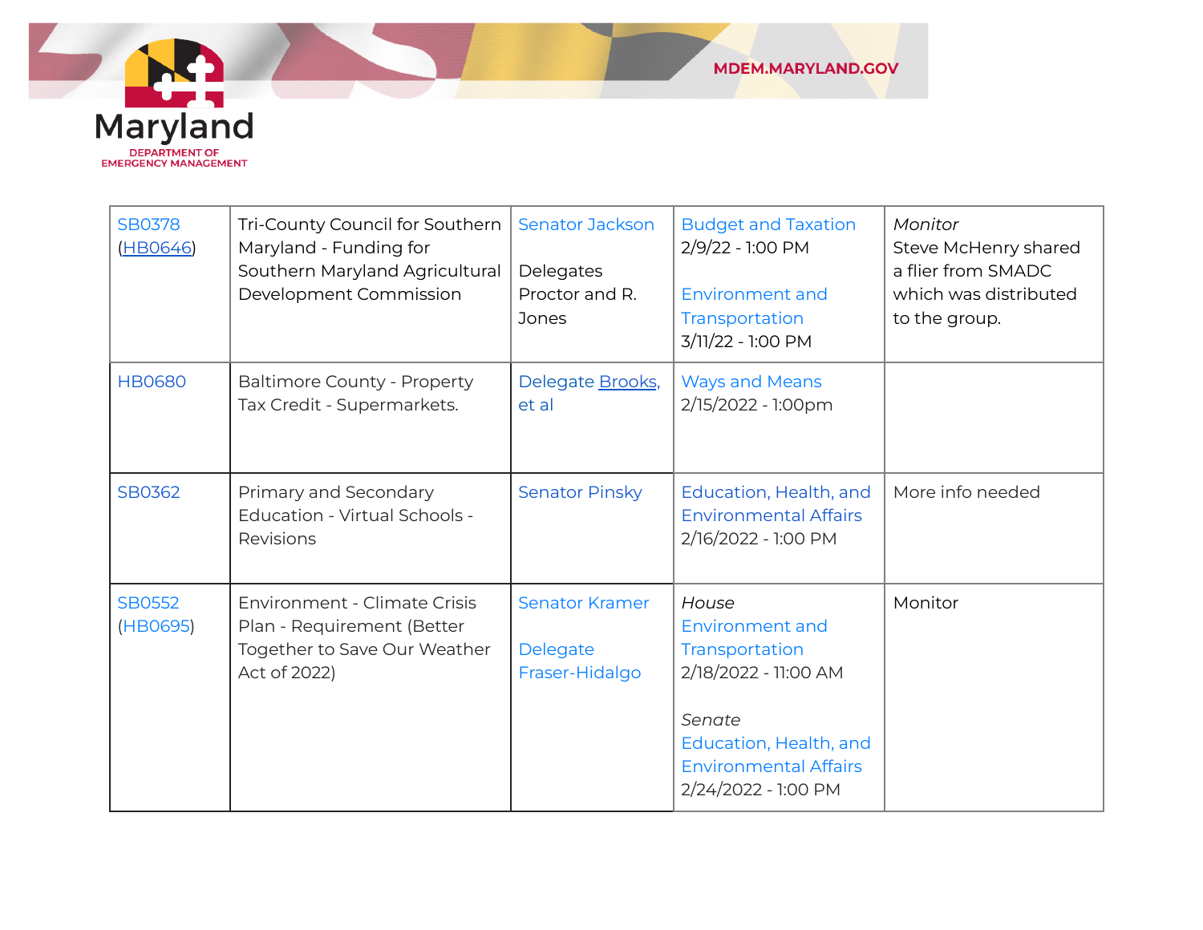| SB0378 (HB0646) | Tri-County Council for Southern Maryland - Funding for Southern Maryland Agricultural Development Commission | Senator Jackson<br><br>Delegates Proctor and R. Jones | Budget and Taxation 2/9/22 - 1:00 PM<br><br>Environment and Transportation 3/11/22 - 1:00 PM | *Monitor*<br>Steve McHenry shared a flier from SMADC which was distributed to the group. |
|---|---|---|---|---|
| HB0680 | Baltimore County - Property Tax Credit - Supermarkets. | Delegate Brooks, et al | Ways and Means 2/15/2022 - 1:00pm | |
| SB0362 | Primary and Secondary Education - Virtual Schools - Revisions | Senator Pinsky | Education, Health, and Environmental Affairs 2/16/2022 - 1:00 PM | More info needed |
| SB0552 (HB0695) | Environment - Climate Crisis Plan - Requirement (Better Together to Save Our Weather Act of 2022) | Senator Kramer<br><br>Delegate Fraser-Hidalgo | *House*<br>Environment and Transportation 2/18/2022 - 11:00 AM<br><br>*Senate*<br>Education, Health, and Environmental Affairs 2/24/2022 - 1:00 PM | Monitor |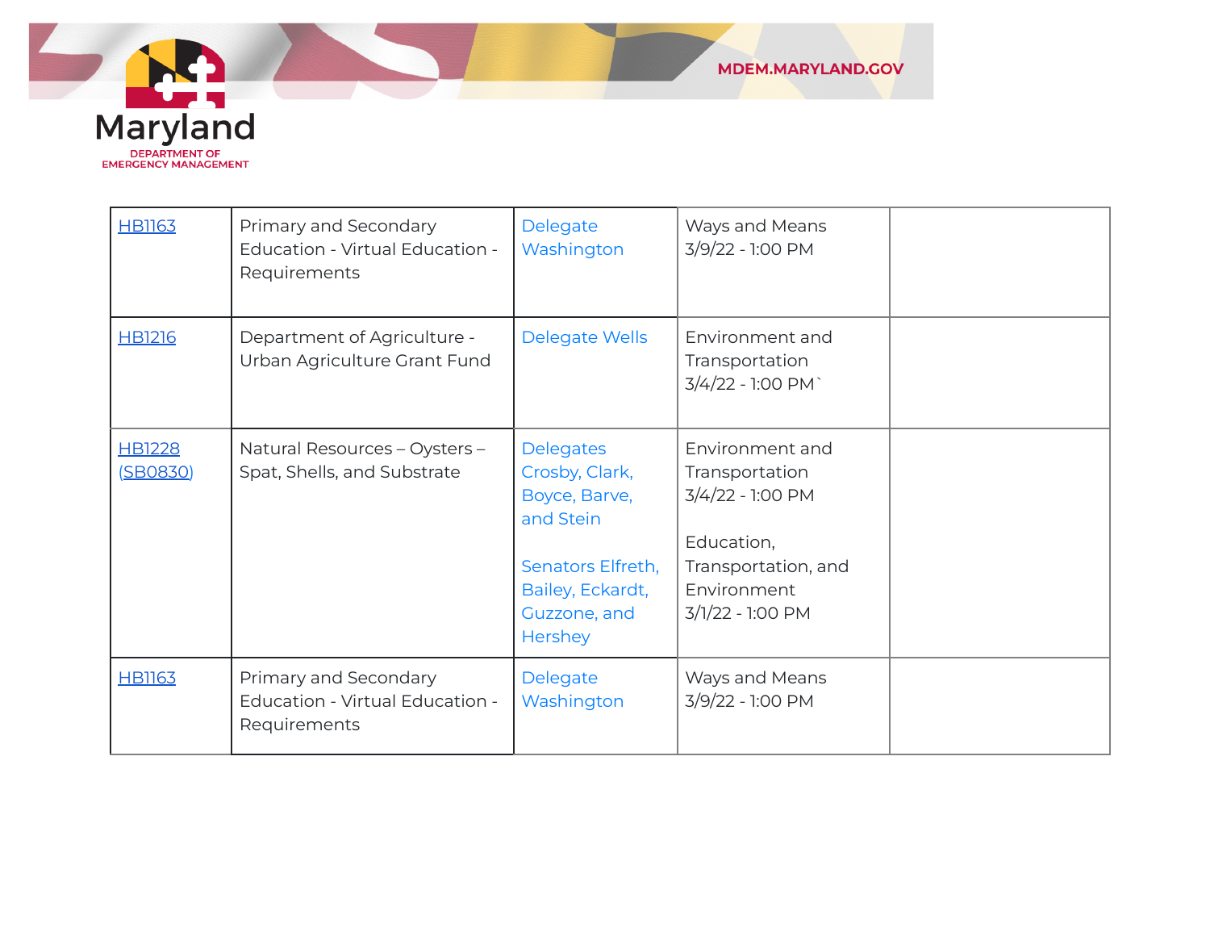| | | | | |
|---|---|---|---|---|
| HB1163 | Primary and Secondary Education - Virtual Education - Requirements | Delegate Washington | Ways and Means 3/9/22 - 1:00 PM | |
| HB1216 | Department of Agriculture - Urban Agriculture Grant Fund | Delegate Wells | Environment and Transportation 3/4/22 - 1:00 PM` | |
| HB1228 (SB0830) | Natural Resources – Oysters – Spat, Shells, and Substrate | Delegates Crosby, Clark, Boyce, Barve, and Stein<br><br>Senators Elfreth, Bailey, Eckardt, Guzzone, and Hershey | Environment and Transportation 3/4/22 - 1:00 PM<br><br>Education, Transportation, and Environment 3/1/22 - 1:00 PM | |
| HB1163 | Primary and Secondary Education - Virtual Education - Requirements | Delegate Washington | Ways and Means 3/9/22 - 1:00 PM | |